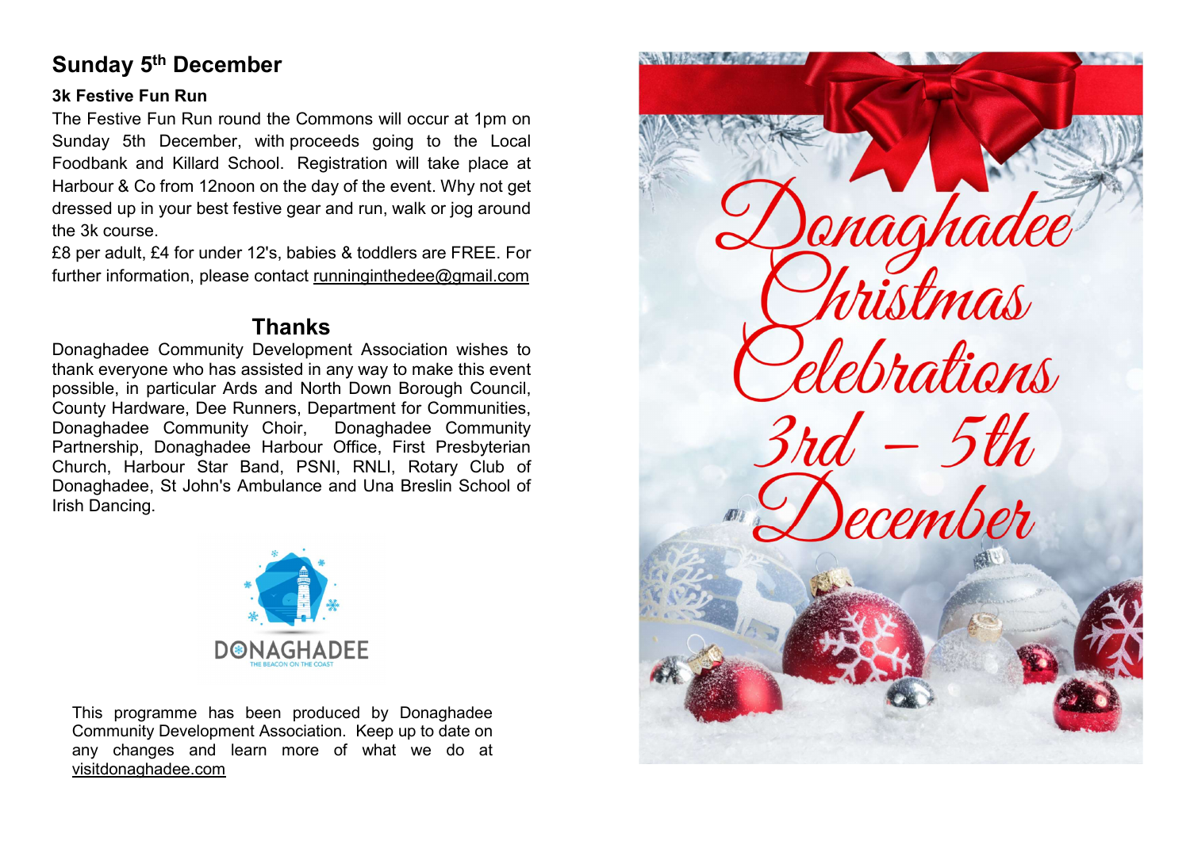## Sunday 5th December

### 3k Festive Fun Run

The Festive Fun Run round the Commons will occur at 1pm on Sunday 5th December, with proceeds going to the Local Foodbank and Killard School. Registration will take place at Harbour & Co from 12noon on the day of the event. Why not get dressed up in your best festive gear and run, walk or jog around the 3k course.

£8 per adult, £4 for under 12's, babies & toddlers are FREE. For further information, please contact runninginthedee@gmail.com

## Thanks

Donaghadee Community Development Association wishes to thank everyone who has assisted in any way to make this event possible, in particular Ards and North Down Borough Council, County Hardware, Dee Runners, Department for Communities, Donaghadee Community Choir, Donaghadee Community Partnership, Donaghadee Harbour Office, First Presbyterian Church, Harbour Star Band, PSNI, RNLI, Rotary Club of Donaghadee, St John's Ambulance and Una Breslin School of Irish Dancing.

DONAGHADEE
THE BEACON ON THE COAST

This programme has been produced by Donaghadee Community Development Association. Keep up to date on any changes and learn more of what we do at visitdonaghadee.com

# Donaghadee Christmas Celebrations

## 3rd – 5th December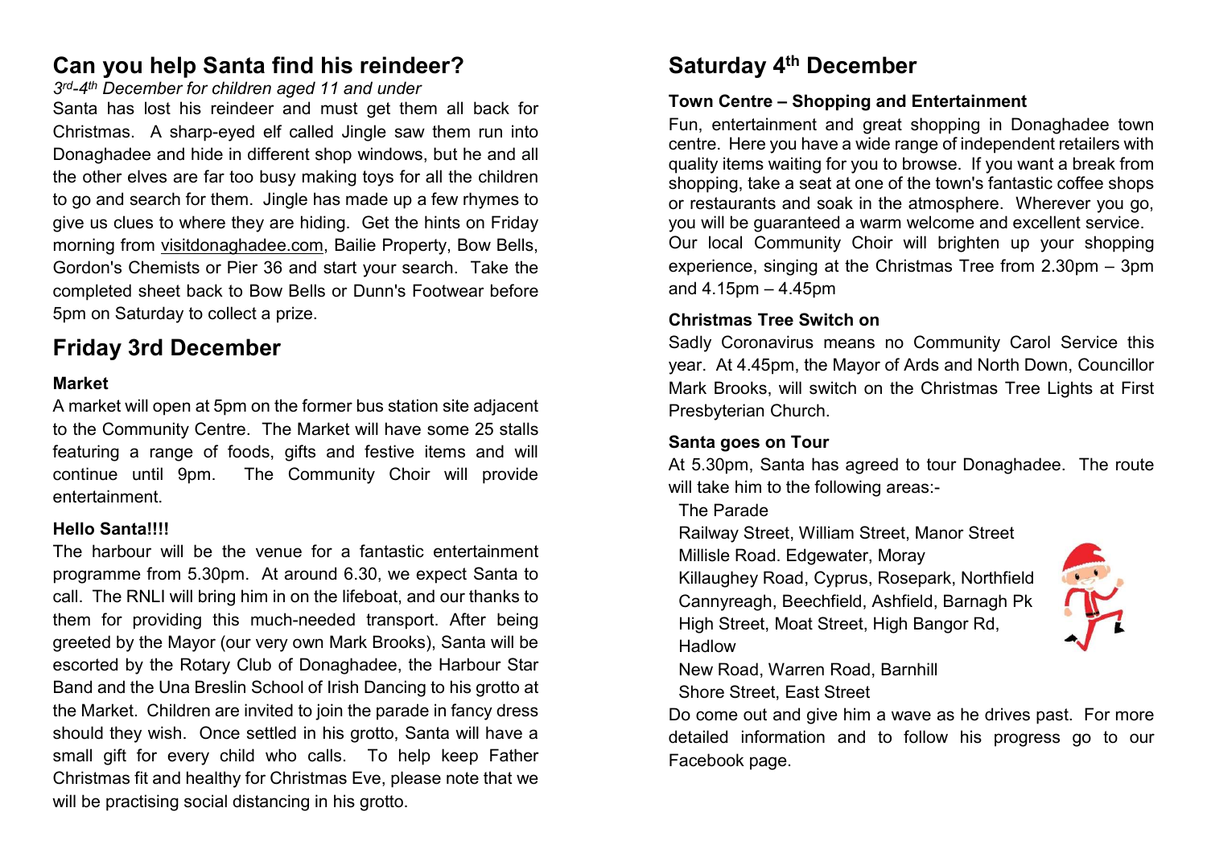## Can you help Santa find his reindeer?

*3rd-4th December for children aged 11 and under*

Santa has lost his reindeer and must get them all back for Christmas. A sharp-eyed elf called Jingle saw them run into Donaghadee and hide in different shop windows, but he and all the other elves are far too busy making toys for all the children to go and search for them. Jingle has made up a few rhymes to give us clues to where they are hiding. Get the hints on Friday morning from visitdonaghadee.com, Bailie Property, Bow Bells, Gordon's Chemists or Pier 36 and start your search. Take the completed sheet back to Bow Bells or Dunn's Footwear before 5pm on Saturday to collect a prize.

## Friday 3rd December

### Market

A market will open at 5pm on the former bus station site adjacent to the Community Centre. The Market will have some 25 stalls featuring a range of foods, gifts and festive items and will continue until 9pm. The Community Choir will provide entertainment.

### Hello Santa!!!!

The harbour will be the venue for a fantastic entertainment programme from 5.30pm. At around 6.30, we expect Santa to call. The RNLI will bring him in on the lifeboat, and our thanks to them for providing this much-needed transport. After being greeted by the Mayor (our very own Mark Brooks), Santa will be escorted by the Rotary Club of Donaghadee, the Harbour Star Band and the Una Breslin School of Irish Dancing to his grotto at the Market. Children are invited to join the parade in fancy dress should they wish. Once settled in his grotto, Santa will have a small gift for every child who calls. To help keep Father Christmas fit and healthy for Christmas Eve, please note that we will be practising social distancing in his grotto.

## Saturday 4th December

### Town Centre – Shopping and Entertainment

Fun, entertainment and great shopping in Donaghadee town centre. Here you have a wide range of independent retailers with quality items waiting for you to browse. If you want a break from shopping, take a seat at one of the town's fantastic coffee shops or restaurants and soak in the atmosphere. Wherever you go, you will be guaranteed a warm welcome and excellent service.
Our local Community Choir will brighten up your shopping experience, singing at the Christmas Tree from 2.30pm – 3pm and 4.15pm – 4.45pm

### Christmas Tree Switch on

Sadly Coronavirus means no Community Carol Service this year. At 4.45pm, the Mayor of Ards and North Down, Councillor Mark Brooks, will switch on the Christmas Tree Lights at First Presbyterian Church.

### Santa goes on Tour

At 5.30pm, Santa has agreed to tour Donaghadee. The route will take him to the following areas:-

- The Parade
- Railway Street, William Street, Manor Street
- Millisle Road. Edgewater, Moray
- Killaughey Road, Cyprus, Rosepark, Northfield
- Cannyreagh, Beechfield, Ashfield, Barnagh Pk
- High Street, Moat Street, High Bangor Rd, Hadlow
- New Road, Warren Road, Barnhill
- Shore Street, East Street

Do come out and give him a wave as he drives past. For more detailed information and to follow his progress go to our Facebook page.